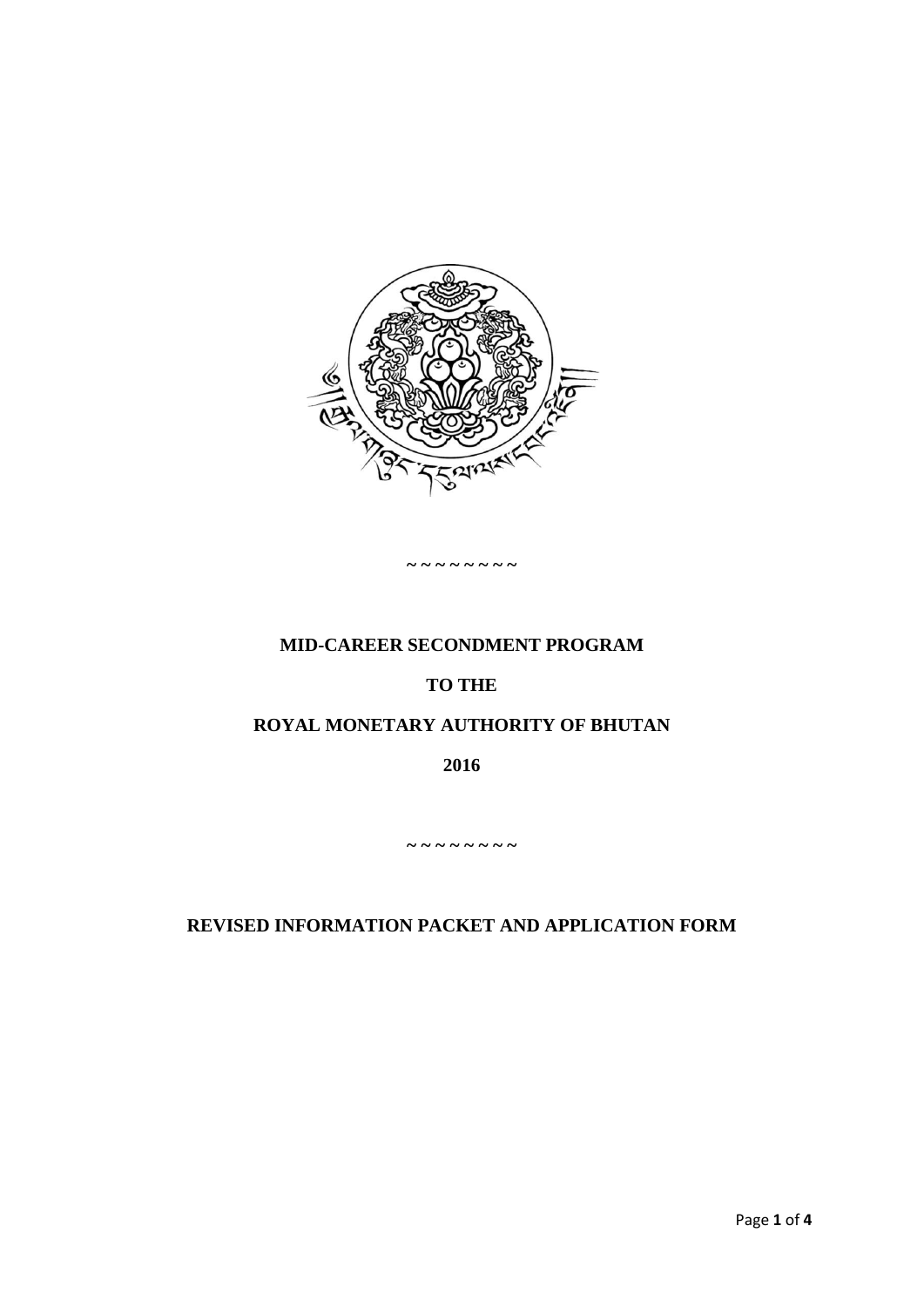~ ~ ~ ~ ~ ~ ~ ~ ~

**MID-CAREER SECONDMENT PROGRAM**

**TO THE**

**ROYAL MONETARY AUTHORITY OF BHUTAN**

**2016**

~ ~ ~ ~ ~ ~ ~ ~ ~

**REVISED INFORMATION PACKET AND APPLICATION FORM**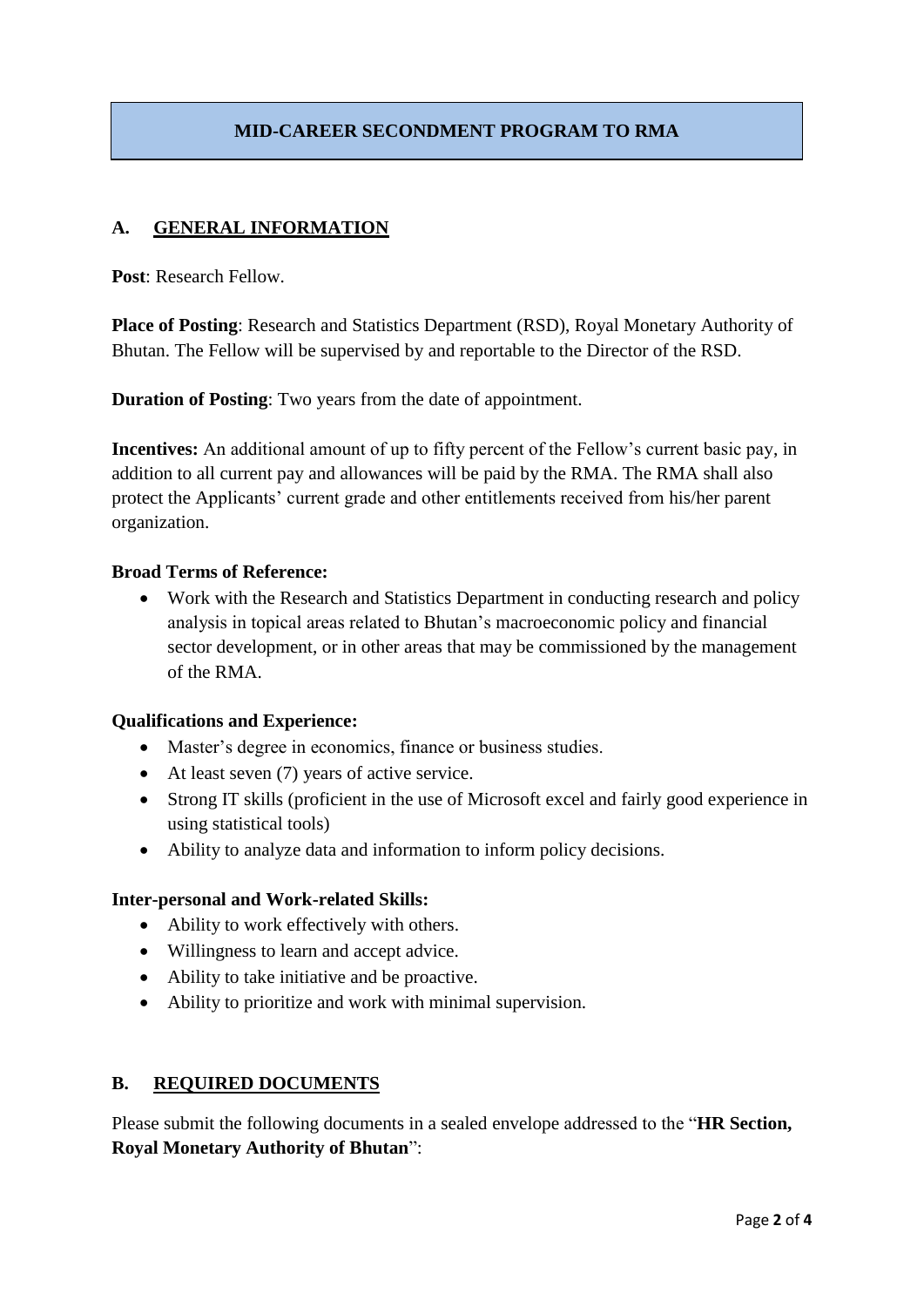# MID-CAREER SECONDMENT PROGRAM TO RMA

## A. GENERAL INFORMATION

**Post**: Research Fellow.

**Place of Posting**: Research and Statistics Department (RSD), Royal Monetary Authority of Bhutan. The Fellow will be supervised by and reportable to the Director of the RSD.

**Duration of Posting**: Two years from the date of appointment.

**Incentives:** An additional amount of up to fifty percent of the Fellow's current basic pay, in addition to all current pay and allowances will be paid by the RMA. The RMA shall also protect the Applicants' current grade and other entitlements received from his/her parent organization.

**Broad Terms of Reference:**

- Work with the Research and Statistics Department in conducting research and policy analysis in topical areas related to Bhutan's macroeconomic policy and financial sector development, or in other areas that may be commissioned by the management of the RMA.

**Qualifications and Experience:**

- Master's degree in economics, finance or business studies.
- At least seven (7) years of active service.
- Strong IT skills (proficient in the use of Microsoft excel and fairly good experience in using statistical tools)
- Ability to analyze data and information to inform policy decisions.

**Inter-personal and Work-related Skills:**

- Ability to work effectively with others.
- Willingness to learn and accept advice.
- Ability to take initiative and be proactive.
- Ability to prioritize and work with minimal supervision.

## B. REQUIRED DOCUMENTS

Please submit the following documents in a sealed envelope addressed to the "**HR Section, Royal Monetary Authority of Bhutan**":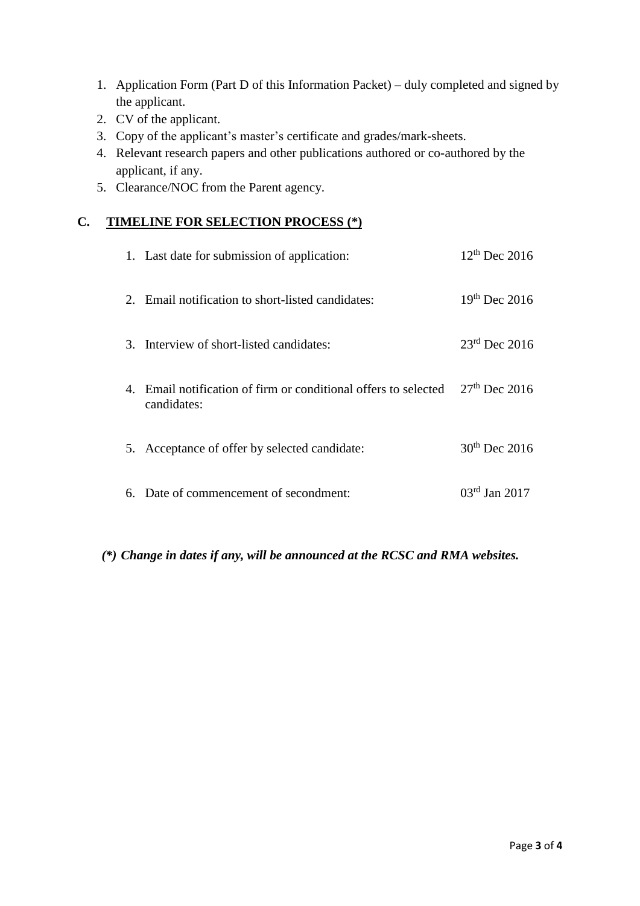1. Application Form (Part D of this Information Packet) – duly completed and signed by the applicant.
2. CV of the applicant.
3. Copy of the applicant's master's certificate and grades/mark-sheets.
4. Relevant research papers and other publications authored or co-authored by the applicant, if any.
5. Clearance/NOC from the Parent agency.

## C. TIMELINE FOR SELECTION PROCESS (*)

| | |
|---|---|
| 1. Last date for submission of application: | 12th Dec 2016 |
| 2. Email notification to short-listed candidates: | 19th Dec 2016 |
| 3. Interview of short-listed candidates: | 23rd Dec 2016 |
| 4. Email notification of firm or conditional offers to selected candidates: | 27th Dec 2016 |
| 5. Acceptance of offer by selected candidate: | 30th Dec 2016 |
| 6. Date of commencement of secondment: | 03rd Jan 2017 |

***(*) Change in dates if any, will be announced at the RCSC and RMA websites.***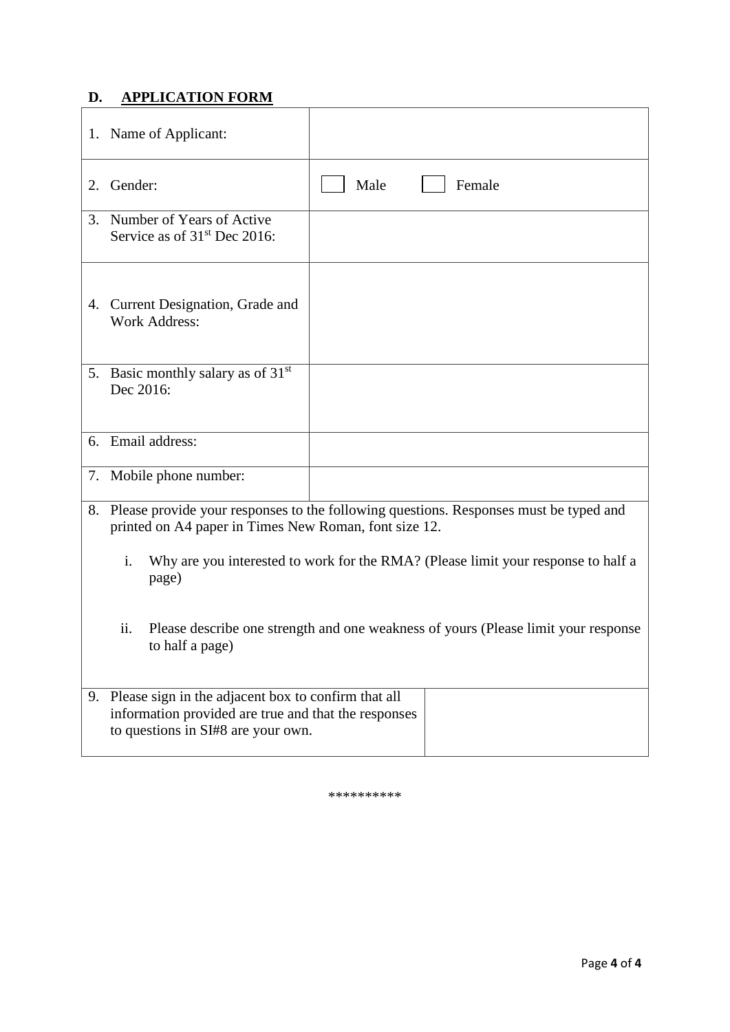## D. APPLICATION FORM

| | |
|---|---|
| 1. Name of Applicant: | |
| 2. Gender: | ☐ Male ☐ Female |
| 3. Number of Years of Active Service as of 31st Dec 2016: | |
| 4. Current Designation, Grade and Work Address: | |
| 5. Basic monthly salary as of 31st Dec 2016: | |
| 6. Email address: | |
| 7. Mobile phone number: | |

8. Please provide your responses to the following questions. Responses must be typed and printed on A4 paper in Times New Roman, font size 12.

   i. Why are you interested to work for the RMA? (Please limit your response to half a page)

   ii. Please describe one strength and one weakness of yours (Please limit your response to half a page)

| | |
|---|---|
| 9. Please sign in the adjacent box to confirm that all information provided are true and that the responses to questions in SI#8 are your own. | |

**********